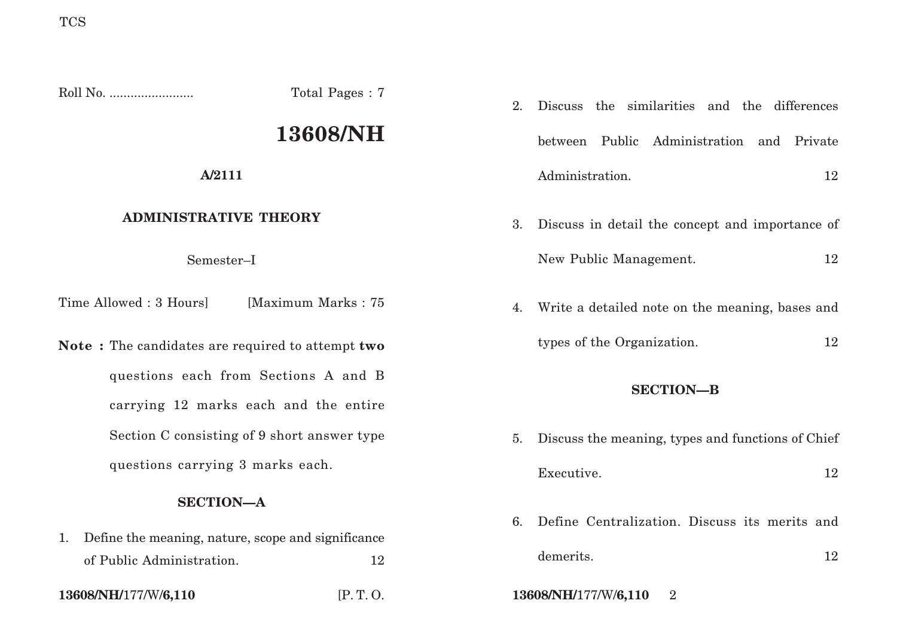Roll No. ........................ Total Pages : 7

# 13608/NH

**A/2111**

## ADMINISTRATIVE THEORY

Semester–I

Time Allowed : 3 Hours] [Maximum Marks : 75

**Note :** The candidates are required to attempt **two** questions each from Sections A and B carrying 12 marks each and the entire Section C consisting of 9 short answer type questions carrying 3 marks each.

### SECTION—A

1. Define the meaning, nature, scope and significance of Public Administration. 12

2. Discuss the similarities and the differences between Public Administration and Private Administration. 12

3. Discuss in detail the concept and importance of New Public Management. 12

4. Write a detailed note on the meaning, bases and types of the Organization. 12

### SECTION—B

5. Discuss the meaning, types and functions of Chief Executive. 12

6. Define Centralization. Discuss its merits and demerits. 12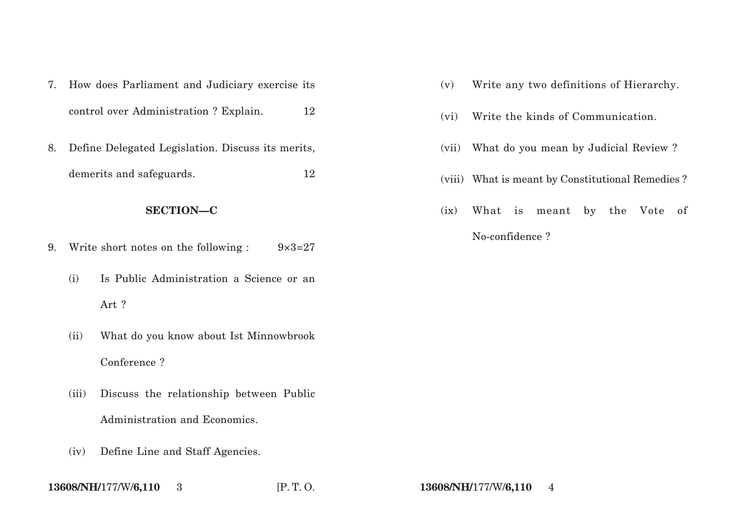7. How does Parliament and Judiciary exercise its control over Administration ? Explain. 12

8. Define Delegated Legislation. Discuss its merits, demerits and safeguards. 12

## SECTION—C

9. Write short notes on the following : 9×3=27

   (i) Is Public Administration a Science or an Art ?

   (ii) What do you know about Ist Minnowbrook Conference ?

   (iii) Discuss the relationship between Public Administration and Economics.

   (iv) Define Line and Staff Agencies.

   (v) Write any two definitions of Hierarchy.

   (vi) Write the kinds of Communication.

   (vii) What do you mean by Judicial Review ?

   (viii) What is meant by Constitutional Remedies ?

   (ix) What is meant by the Vote of No-confidence ?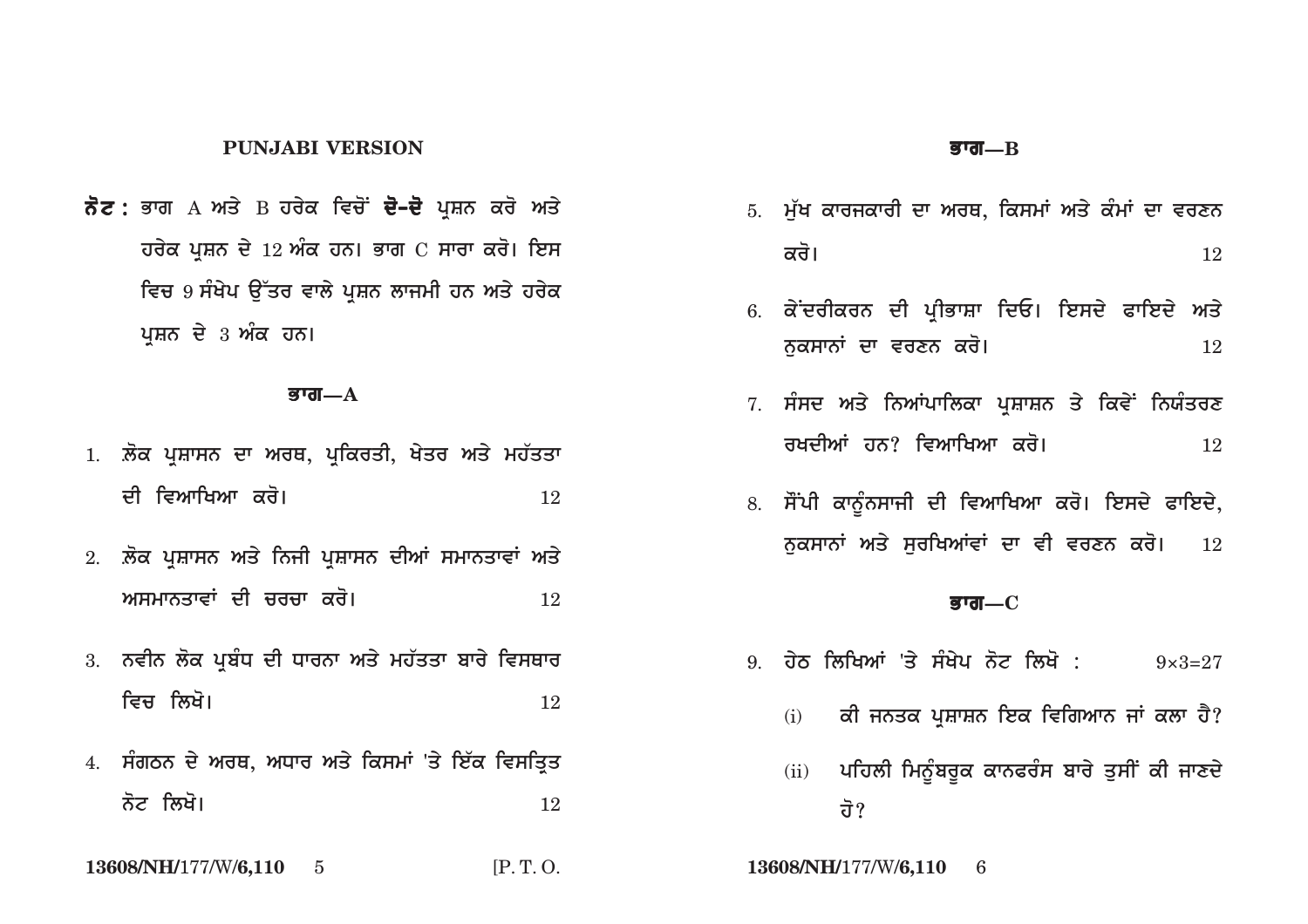## PUNJABI VERSION

**ਨੋਟ :** ਭਾਗ A ਅਤੇ B ਹਰੇਕ ਵਿਚੋਂ **ਦੋ-ਦੋ** ਪ੍ਰਸ਼ਨ ਕਰੋ ਅਤੇ ਹਰੇਕ ਪ੍ਰਸ਼ਨ ਦੇ 12 ਅੰਕ ਹਨ। ਭਾਗ C ਸਾਰਾ ਕਰੋ। ਇਸ ਵਿਚ 9 ਸੰਖੇਪ ਉੱਤਰ ਵਾਲੇ ਪ੍ਰਸ਼ਨ ਲਾਜਮੀ ਹਨ ਅਤੇ ਹਰੇਕ ਪ੍ਰਸ਼ਨ ਦੇ 3 ਅੰਕ ਹਨ।

### ਭਾਗ—A

1. ਲੋਕ ਪ੍ਰਸ਼ਾਸਨ ਦਾ ਅਰਥ, ਪ੍ਰਕਿਰਤੀ, ਖੇਤਰ ਅਤੇ ਮਹੱਤਤਾ ਦੀ ਵਿਆਖਿਆ ਕਰੋ। 12

2. ਲੋਕ ਪ੍ਰਸ਼ਾਸਨ ਅਤੇ ਨਿਜੀ ਪ੍ਰਸ਼ਾਸਨ ਦੀਆਂ ਸਮਾਨਤਾਵਾਂ ਅਤੇ ਅਸਮਾਨਤਾਵਾਂ ਦੀ ਚਰਚਾ ਕਰੋ। 12

3. ਨਵੀਨ ਲੋਕ ਪ੍ਰਬੰਧ ਦੀ ਧਾਰਨਾ ਅਤੇ ਮਹੱਤਤਾ ਬਾਰੇ ਵਿਸਥਾਰ ਵਿਚ ਲਿਖੋ। 12

4. ਸੰਗਠਨ ਦੇ ਅਰਥ, ਅਧਾਰ ਅਤੇ ਕਿਸਮਾਂ 'ਤੇ ਇੱਕ ਵਿਸਤ੍ਰਿਤ ਨੋਟ ਲਿਖੋ। 12

### ਭਾਗ—B

5. ਮੁੱਖ ਕਾਰਜਕਾਰੀ ਦਾ ਅਰਥ, ਕਿਸਮਾਂ ਅਤੇ ਕੰਮਾਂ ਦਾ ਵਰਣਨ ਕਰੋ। 12

6. ਕੇਂਦਰੀਕਰਨ ਦੀ ਪ੍ਰੀਭਾਸ਼ਾ ਦਿਓ। ਇਸਦੇ ਫਾਇਦੇ ਅਤੇ ਨੁਕਸਾਨਾਂ ਦਾ ਵਰਣਨ ਕਰੋ। 12

7. ਸੰਸਦ ਅਤੇ ਨਿਆਂਪਾਲਿਕਾ ਪ੍ਰਸ਼ਾਸ਼ਨ ਤੇ ਕਿਵੇਂ ਨਿਯੰਤਰਣ ਰਖਦੀਆਂ ਹਨ? ਵਿਆਖਿਆ ਕਰੋ। 12

8. ਸੌਂਪੀ ਕਾਨੂੰਨਸਾਜੀ ਦੀ ਵਿਆਖਿਆ ਕਰੋ। ਇਸਦੇ ਫਾਇਦੇ, ਨੁਕਸਾਨਾਂ ਅਤੇ ਸੁਰਖਿਆਂਵਾਂ ਦਾ ਵੀ ਵਰਣਨ ਕਰੋ। 12

### ਭਾਗ—C

9. ਹੇਠ ਲਿਖਿਆਂ 'ਤੇ ਸੰਖੇਪ ਨੋਟ ਲਿਖੋ : $9 \times 3 = 27$

   (i) ਕੀ ਜਨਤਕ ਪ੍ਰਸ਼ਾਸ਼ਨ ਇਕ ਵਿਗਿਆਨ ਜਾਂ ਕਲਾ ਹੈ?

   (ii) ਪਹਿਲੀ ਮਿਨੂੰਬਰੂਕ ਕਾਨਫਰੰਸ ਬਾਰੇ ਤੁਸੀਂ ਕੀ ਜਾਣਦੇ ਹੋ?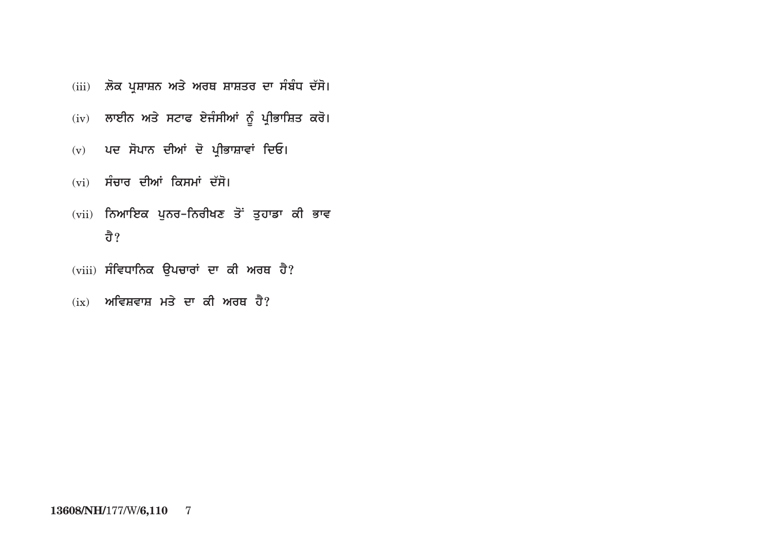(iii) ਲ਼ੋਕ ਪ੍ਰਸ਼ਾਸ਼ਨ ਅਤੇ ਅਰਥ ਸ਼ਾਸ਼ਤਰ ਦਾ ਸੰਬੰਧ ਦੱਸੋ।

(iv) ਲਾਈਨ ਅਤੇ ਸਟਾਫ ਏਜੰਸੀਆਂ ਨੂੰ ਪ੍ਰੀਭਾਸ਼ਿਤ ਕਰੋ।

(v) ਪਦ ਸੋਪਾਨ ਦੀਆਂ ਦੋ ਪ੍ਰੀਭਾਸ਼ਾਵਾਂ ਦਿਓ।

(vi) ਸੰਚਾਰ ਦੀਆਂ ਕਿਸਮਾਂ ਦੱਸੋ।

(vii) ਨਿਆਇਕ ਪੁਨਰ-ਨਿਰੀਖਣ ਤੋਂ ਤੁਹਾਡਾ ਕੀ ਭਾਵ ਹੈ?

(viii) ਸੰਵਿਧਾਨਿਕ ਉਪਚਾਰਾਂ ਦਾ ਕੀ ਅਰਥ ਹੈ?

(ix) ਅਵਿਸ਼ਵਾਸ਼ ਮਤੇ ਦਾ ਕੀ ਅਰਥ ਹੈ?

**13608/NH/**177/W/**6,110**